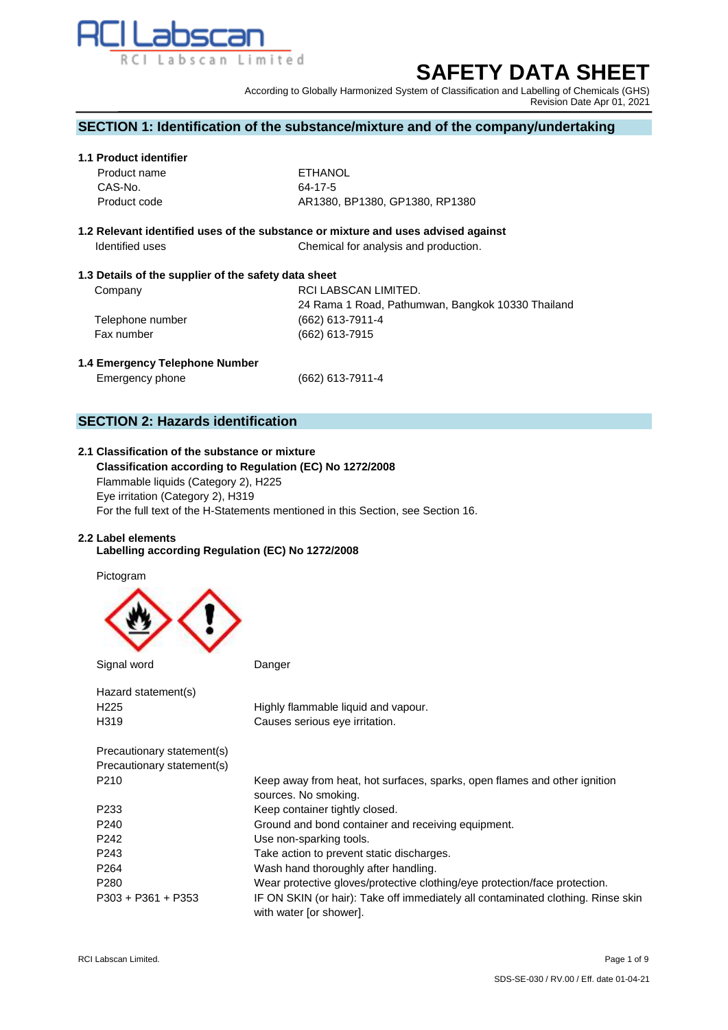RCI Labscan

RCI Labscan Limited

# SAFETY DATA SHEET

According to Globally Harmonized System of Classification and Labelling of Chemicals (GHS)
Revision Date Apr 01, 2021

## SECTION 1: Identification of the substance/mixture and of the company/undertaking

### 1.1 Product identifier

| | |
|---|---|
| Product name | ETHANOL |
| CAS-No. | 64-17-5 |
| Product code | AR1380, BP1380, GP1380, RP1380 |

### 1.2 Relevant identified uses of the substance or mixture and uses advised against

| | |
|---|---|
| Identified uses | Chemical for analysis and production. |

### 1.3 Details of the supplier of the safety data sheet

| | |
|---|---|
| Company | RCI LABSCAN LIMITED.<br>24 Rama 1 Road, Pathumwan, Bangkok 10330 Thailand |
| Telephone number | (662) 613-7911-4 |
| Fax number | (662) 613-7915 |

### 1.4 Emergency Telephone Number

| | |
|---|---|
| Emergency phone | (662) 613-7911-4 |

## SECTION 2: Hazards identification

### 2.1 Classification of the substance or mixture

**Classification according to Regulation (EC) No 1272/2008**

Flammable liquids (Category 2), H225
Eye irritation (Category 2), H319
For the full text of the H-Statements mentioned in this Section, see Section 16.

### 2.2 Label elements

**Labelling according Regulation (EC) No 1272/2008**

Pictogram

Signal word: Danger

Hazard statement(s)

| | |
|---|---|
| H225 | Highly flammable liquid and vapour. |
| H319 | Causes serious eye irritation. |

Precautionary statement(s)
Precautionary statement(s)

| | |
|---|---|
| P210 | Keep away from heat, hot surfaces, sparks, open flames and other ignition sources. No smoking. |
| P233 | Keep container tightly closed. |
| P240 | Ground and bond container and receiving equipment. |
| P242 | Use non-sparking tools. |
| P243 | Take action to prevent static discharges. |
| P264 | Wash hand thoroughly after handling. |
| P280 | Wear protective gloves/protective clothing/eye protection/face protection. |
| P303 + P361 + P353 | IF ON SKIN (or hair): Take off immediately all contaminated clothing. Rinse skin with water [or shower]. |

RCI Labscan Limited.

SDS-SE-030 / RV.00 / Eff. date 01-04-21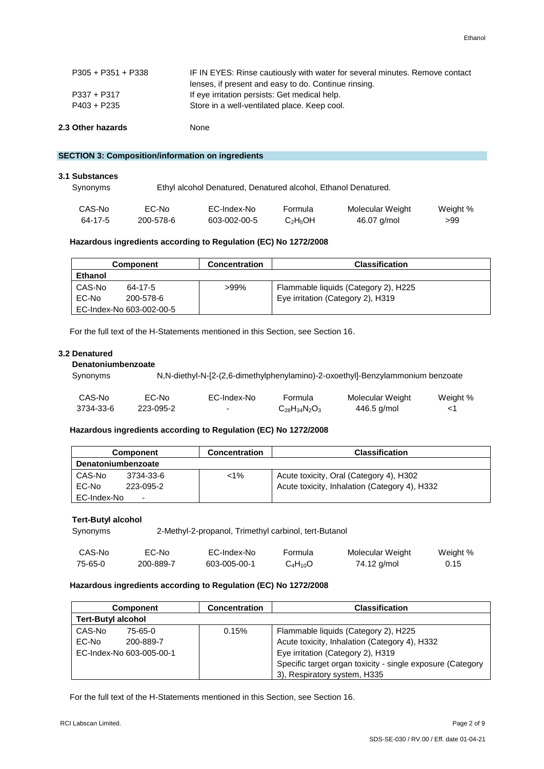| | |
|---|---|
| P305 + P351 + P338 | IF IN EYES: Rinse cautiously with water for several minutes. Remove contact lenses, if present and easy to do. Continue rinsing. |
| P337 + P317 | If eye irritation persists: Get medical help. |
| P403 + P235 | Store in a well-ventilated place. Keep cool. |

**2.3 Other hazards** None

## SECTION 3: Composition/information on ingredients

### 3.1 Substances

Synonyms: Ethyl alcohol Denatured, Denatured alcohol, Ethanol Denatured.

| CAS-No | EC-No | EC-Index-No | Formula | Molecular Weight | Weight % |
|---|---|---|---|---|---|
| 64-17-5 | 200-578-6 | 603-002-00-5 | $C_2H_5OH$ | 46.07 g/mol | >99 |

**Hazardous ingredients according to Regulation (EC) No 1272/2008**

| Component | Concentration | Classification |
|---|---|---|
| **Ethanol** | | |
| CAS-No 64-17-5<br>EC-No 200-578-6<br>EC-Index-No 603-002-00-5 | >99% | Flammable liquids (Category 2), H225<br>Eye irritation (Category 2), H319 |

For the full text of the H-Statements mentioned in this Section, see Section 16.

### 3.2 Denatured

**Denatoniumbenzoate**

Synonyms: N,N-diethyl-N-[2-(2,6-dimethylphenylamino)-2-oxoethyl]-Benzylammonium benzoate

| CAS-No | EC-No | EC-Index-No | Formula | Molecular Weight | Weight % |
|---|---|---|---|---|---|
| 3734-33-6 | 223-095-2 | - | $C_{28}H_{34}N_2O_3$ | 446.5 g/mol | <1 |

**Hazardous ingredients according to Regulation (EC) No 1272/2008**

| Component | Concentration | Classification |
|---|---|---|
| **Denatoniumbenzoate** | | |
| CAS-No 3734-33-6<br>EC-No 223-095-2<br>EC-Index-No - | <1% | Acute toxicity, Oral (Category 4), H302<br>Acute toxicity, Inhalation (Category 4), H332 |

**Tert-Butyl alcohol**

Synonyms: 2-Methyl-2-propanol, Trimethyl carbinol, tert-Butanol

| CAS-No | EC-No | EC-Index-No | Formula | Molecular Weight | Weight % |
|---|---|---|---|---|---|
| 75-65-0 | 200-889-7 | 603-005-00-1 | $C_4H_{10}O$ | 74.12 g/mol | 0.15 |

**Hazardous ingredients according to Regulation (EC) No 1272/2008**

| Component | Concentration | Classification |
|---|---|---|
| **Tert-Butyl alcohol** | | |
| CAS-No 75-65-0<br>EC-No 200-889-7<br>EC-Index-No 603-005-00-1 | 0.15% | Flammable liquids (Category 2), H225<br>Acute toxicity, Inhalation (Category 4), H332<br>Eye irritation (Category 2), H319<br>Specific target organ toxicity - single exposure (Category 3), Respiratory system, H335 |

For the full text of the H-Statements mentioned in this Section, see Section 16.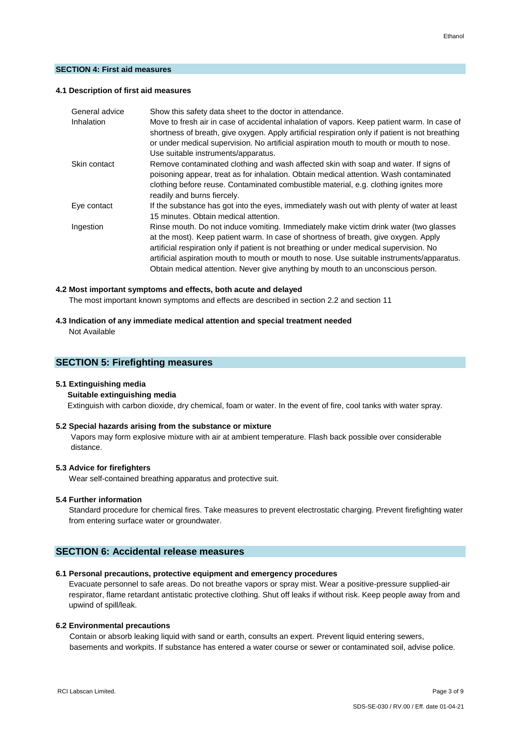## SECTION 4: First aid measures

### 4.1 Description of first aid measures

| | |
|---|---|
| General advice | Show this safety data sheet to the doctor in attendance. |
| Inhalation | Move to fresh air in case of accidental inhalation of vapors. Keep patient warm. In case of shortness of breath, give oxygen. Apply artificial respiration only if patient is not breathing or under medical supervision. No artificial aspiration mouth to mouth or mouth to nose. Use suitable instruments/apparatus. |
| Skin contact | Remove contaminated clothing and wash affected skin with soap and water. If signs of poisoning appear, treat as for inhalation. Obtain medical attention. Wash contaminated clothing before reuse. Contaminated combustible material, e.g. clothing ignites more readily and burns fiercely. |
| Eye contact | If the substance has got into the eyes, immediately wash out with plenty of water at least 15 minutes. Obtain medical attention. |
| Ingestion | Rinse mouth. Do not induce vomiting. Immediately make victim drink water (two glasses at the most). Keep patient warm. In case of shortness of breath, give oxygen. Apply artificial respiration only if patient is not breathing or under medical supervision. No artificial aspiration mouth to mouth or mouth to nose. Use suitable instruments/apparatus. Obtain medical attention. Never give anything by mouth to an unconscious person. |

### 4.2 Most important symptoms and effects, both acute and delayed

The most important known symptoms and effects are described in section 2.2 and section 11

### 4.3 Indication of any immediate medical attention and special treatment needed

Not Available

## SECTION 5: Firefighting measures

### 5.1 Extinguishing media

**Suitable extinguishing media**

Extinguish with carbon dioxide, dry chemical, foam or water. In the event of fire, cool tanks with water spray.

### 5.2 Special hazards arising from the substance or mixture

Vapors may form explosive mixture with air at ambient temperature. Flash back possible over considerable distance.

### 5.3 Advice for firefighters

Wear self-contained breathing apparatus and protective suit.

### 5.4 Further information

Standard procedure for chemical fires. Take measures to prevent electrostatic charging. Prevent firefighting water from entering surface water or groundwater.

## SECTION 6: Accidental release measures

### 6.1 Personal precautions, protective equipment and emergency procedures

Evacuate personnel to safe areas. Do not breathe vapors or spray mist. Wear a positive-pressure supplied-air respirator, flame retardant antistatic protective clothing. Shut off leaks if without risk. Keep people away from and upwind of spill/leak.

### 6.2 Environmental precautions

Contain or absorb leaking liquid with sand or earth, consults an expert. Prevent liquid entering sewers, basements and workpits. If substance has entered a water course or sewer or contaminated soil, advise police.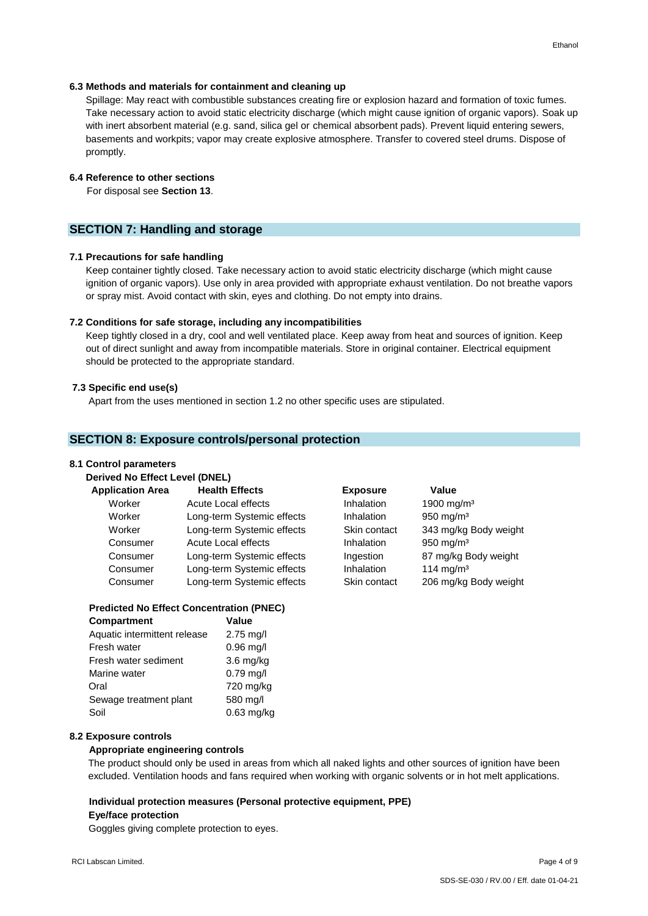### 6.3 Methods and materials for containment and cleaning up

Spillage: May react with combustible substances creating fire or explosion hazard and formation of toxic fumes. Take necessary action to avoid static electricity discharge (which might cause ignition of organic vapors). Soak up with inert absorbent material (e.g. sand, silica gel or chemical absorbent pads). Prevent liquid entering sewers, basements and workpits; vapor may create explosive atmosphere. Transfer to covered steel drums. Dispose of promptly.

### 6.4 Reference to other sections

For disposal see **Section 13**.

## SECTION 7: Handling and storage

### 7.1 Precautions for safe handling

Keep container tightly closed. Take necessary action to avoid static electricity discharge (which might cause ignition of organic vapors). Use only in area provided with appropriate exhaust ventilation. Do not breathe vapors or spray mist. Avoid contact with skin, eyes and clothing. Do not empty into drains.

### 7.2 Conditions for safe storage, including any incompatibilities

Keep tightly closed in a dry, cool and well ventilated place. Keep away from heat and sources of ignition. Keep out of direct sunlight and away from incompatible materials. Store in original container. Electrical equipment should be protected to the appropriate standard.

### 7.3 Specific end use(s)

Apart from the uses mentioned in section 1.2 no other specific uses are stipulated.

## SECTION 8: Exposure controls/personal protection

### 8.1 Control parameters

**Derived No Effect Level (DNEL)**

| Application Area | Health Effects | Exposure | Value |
|---|---|---|---|
| Worker | Acute Local effects | Inhalation | 1900 mg/m³ |
| Worker | Long-term Systemic effects | Inhalation | 950 mg/m³ |
| Worker | Long-term Systemic effects | Skin contact | 343 mg/kg Body weight |
| Consumer | Acute Local effects | Inhalation | 950 mg/m³ |
| Consumer | Long-term Systemic effects | Ingestion | 87 mg/kg Body weight |
| Consumer | Long-term Systemic effects | Inhalation | 114 mg/m³ |
| Consumer | Long-term Systemic effects | Skin contact | 206 mg/kg Body weight |

**Predicted No Effect Concentration (PNEC)**

| Compartment | Value |
|---|---|
| Aquatic intermittent release | 2.75 mg/l |
| Fresh water | 0.96 mg/l |
| Fresh water sediment | 3.6 mg/kg |
| Marine water | 0.79 mg/l |
| Oral | 720 mg/kg |
| Sewage treatment plant | 580 mg/l |
| Soil | 0.63 mg/kg |

### 8.2 Exposure controls

**Appropriate engineering controls**

The product should only be used in areas from which all naked lights and other sources of ignition have been excluded. Ventilation hoods and fans required when working with organic solvents or in hot melt applications.

**Individual protection measures (Personal protective equipment, PPE)**

**Eye/face protection**

Goggles giving complete protection to eyes.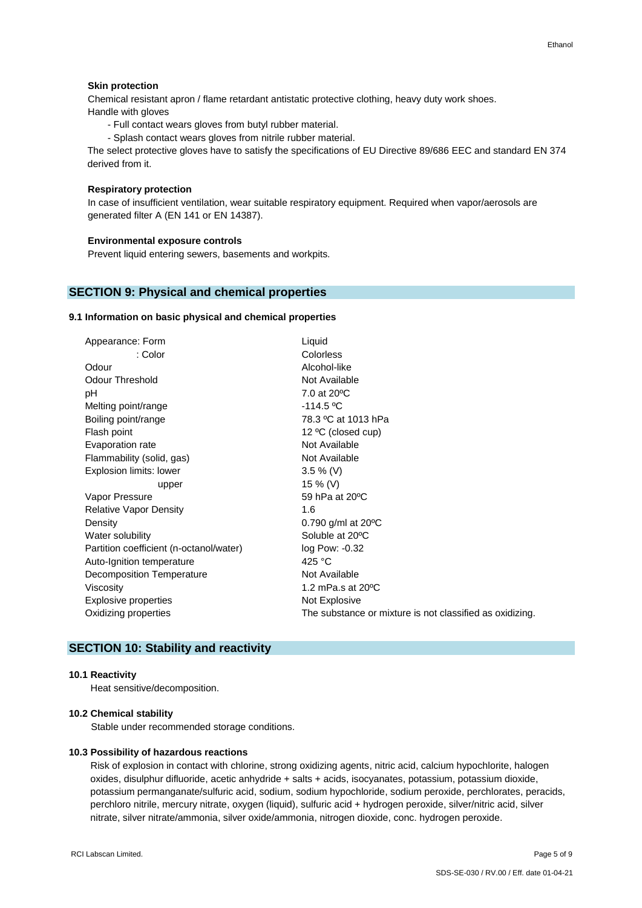**Skin protection**

Chemical resistant apron / flame retardant antistatic protective clothing, heavy duty work shoes.
Handle with gloves

- Full contact wears gloves from butyl rubber material.
- Splash contact wears gloves from nitrile rubber material.

The select protective gloves have to satisfy the specifications of EU Directive 89/686 EEC and standard EN 374 derived from it.

**Respiratory protection**

In case of insufficient ventilation, wear suitable respiratory equipment. Required when vapor/aerosols are generated filter A (EN 141 or EN 14387).

**Environmental exposure controls**

Prevent liquid entering sewers, basements and workpits.

## SECTION 9: Physical and chemical properties

### 9.1 Information on basic physical and chemical properties

| Property | Value |
|---|---|
| Appearance: Form | Liquid |
| : Color | Colorless |
| Odour | Alcohol-like |
| Odour Threshold | Not Available |
| pH | 7.0 at 20ºC |
| Melting point/range | -114.5 ºC |
| Boiling point/range | 78.3 ºC at 1013 hPa |
| Flash point | 12 ºC (closed cup) |
| Evaporation rate | Not Available |
| Flammability (solid, gas) | Not Available |
| Explosion limits: lower | 3.5 % (V) |
| upper | 15 % (V) |
| Vapor Pressure | 59 hPa at 20ºC |
| Relative Vapor Density | 1.6 |
| Density | 0.790 g/ml at 20ºC |
| Water solubility | Soluble at 20ºC |
| Partition coefficient (n-octanol/water) | log Pow: -0.32 |
| Auto-Ignition temperature | 425 °C |
| Decomposition Temperature | Not Available |
| Viscosity | 1.2 mPa.s at 20ºC |
| Explosive properties | Not Explosive |
| Oxidizing properties | The substance or mixture is not classified as oxidizing. |

## SECTION 10: Stability and reactivity

### 10.1 Reactivity

Heat sensitive/decomposition.

### 10.2 Chemical stability

Stable under recommended storage conditions.

### 10.3 Possibility of hazardous reactions

Risk of explosion in contact with chlorine, strong oxidizing agents, nitric acid, calcium hypochlorite, halogen oxides, disulphur difluoride, acetic anhydride + salts + acids, isocyanates, potassium, potassium dioxide, potassium permanganate/sulfuric acid, sodium, sodium hypochloride, sodium peroxide, perchlorates, peracids, perchloro nitrile, mercury nitrate, oxygen (liquid), sulfuric acid + hydrogen peroxide, silver/nitric acid, silver nitrate, silver nitrate/ammonia, silver oxide/ammonia, nitrogen dioxide, conc. hydrogen peroxide.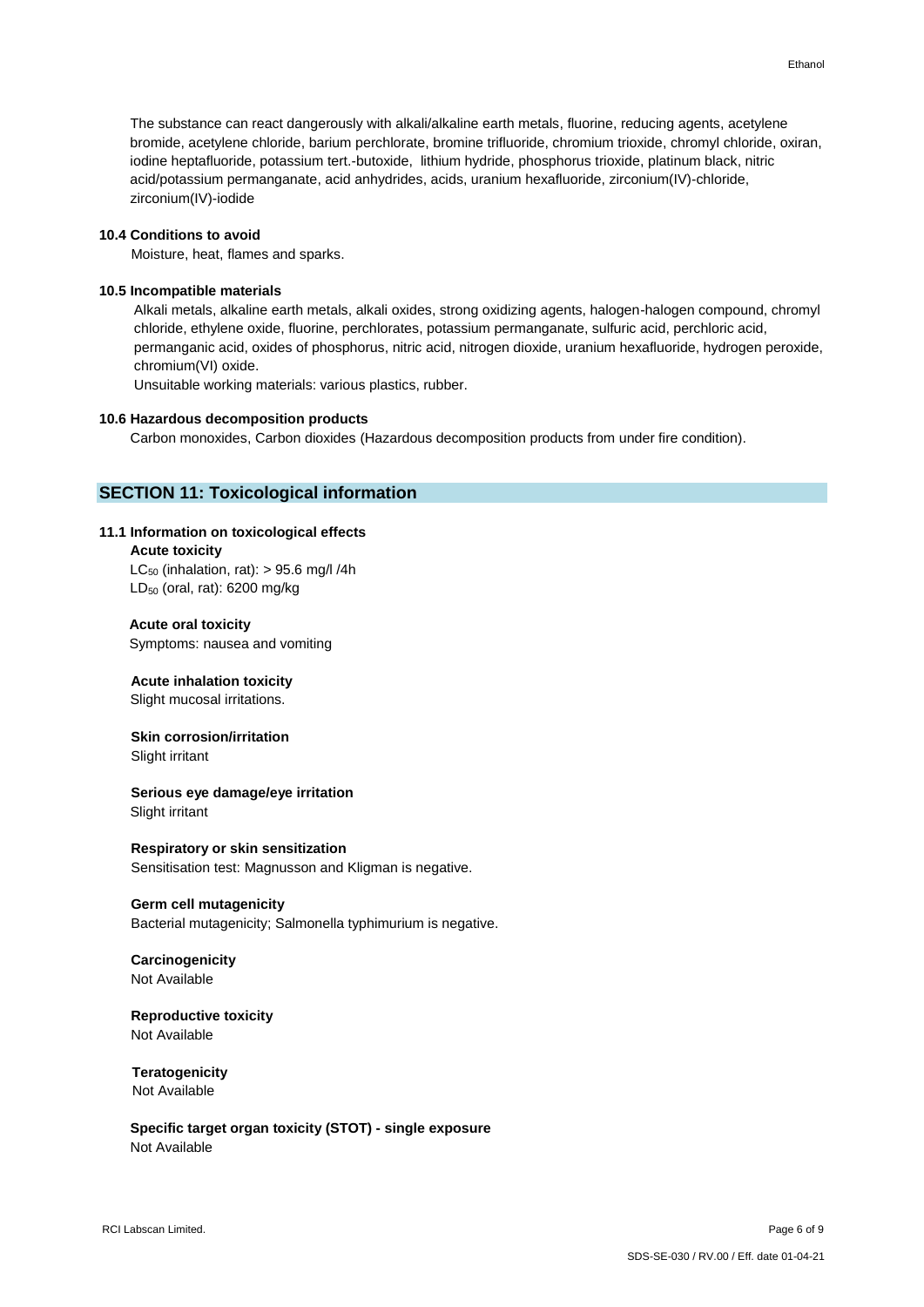The substance can react dangerously with alkali/alkaline earth metals, fluorine, reducing agents, acetylene bromide, acetylene chloride, barium perchlorate, bromine trifluoride, chromium trioxide, chromyl chloride, oxiran, iodine heptafluoride, potassium tert.-butoxide, lithium hydride, phosphorus trioxide, platinum black, nitric acid/potassium permanganate, acid anhydrides, acids, uranium hexafluoride, zirconium(IV)-chloride, zirconium(IV)-iodide

**10.4 Conditions to avoid**

Moisture, heat, flames and sparks.

**10.5 Incompatible materials**

Alkali metals, alkaline earth metals, alkali oxides, strong oxidizing agents, halogen-halogen compound, chromyl chloride, ethylene oxide, fluorine, perchlorates, potassium permanganate, sulfuric acid, perchloric acid, permanganic acid, oxides of phosphorus, nitric acid, nitrogen dioxide, uranium hexafluoride, hydrogen peroxide, chromium(VI) oxide.

Unsuitable working materials: various plastics, rubber.

**10.6 Hazardous decomposition products**

Carbon monoxides, Carbon dioxides (Hazardous decomposition products from under fire condition).

## SECTION 11: Toxicological information

**11.1 Information on toxicological effects**

**Acute toxicity**

$LC_{50}$ (inhalation, rat): > 95.6 mg/l /4h

$LD_{50}$ (oral, rat): 6200 mg/kg

**Acute oral toxicity**

Symptoms: nausea and vomiting

**Acute inhalation toxicity**

Slight mucosal irritations.

**Skin corrosion/irritation**

Slight irritant

**Serious eye damage/eye irritation**

Slight irritant

**Respiratory or skin sensitization**

Sensitisation test: Magnusson and Kligman is negative.

**Germ cell mutagenicity**

Bacterial mutagenicity; Salmonella typhimurium is negative.

**Carcinogenicity**

Not Available

**Reproductive toxicity**

Not Available

**Teratogenicity**

Not Available

**Specific target organ toxicity (STOT) - single exposure**

Not Available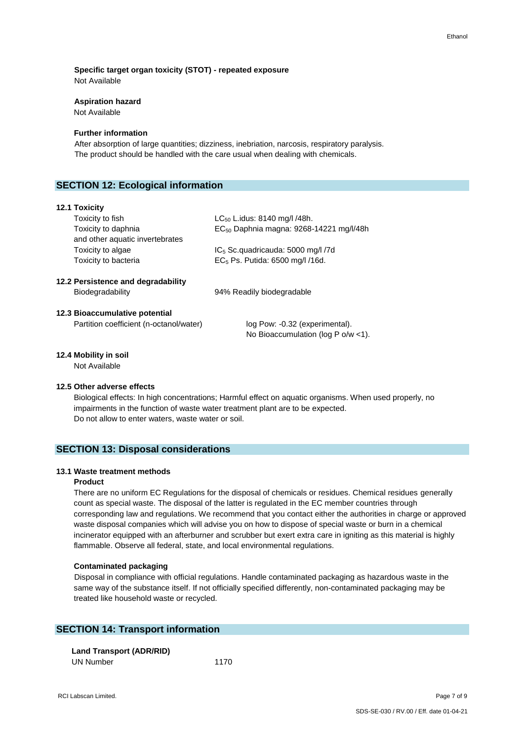**Specific target organ toxicity (STOT) - repeated exposure**
Not Available

**Aspiration hazard**
Not Available

**Further information**
After absorption of large quantities; dizziness, inebriation, narcosis, respiratory paralysis.
The product should be handled with the care usual when dealing with chemicals.

## SECTION 12: Ecological information

### 12.1 Toxicity

| | |
|---|---|
| Toxicity to fish | $LC_{50}$ L.idus: 8140 mg/l /48h. |
| Toxicity to daphnia and other aquatic invertebrates | $EC_{50}$ Daphnia magna: 9268-14221 mg/l/48h |
| Toxicity to algae | $IC_5$ Sc.quadricauda: 5000 mg/l /7d |
| Toxicity to bacteria | $EC_5$ Ps. Putida: 6500 mg/l /16d. |

### 12.2 Persistence and degradability

| | |
|---|---|
| Biodegradability | 94% Readily biodegradable |

### 12.3 Bioaccumulative potential

| | |
|---|---|
| Partition coefficient (n-octanol/water) | log Pow: -0.32 (experimental). No Bioaccumulation (log P o/w <1). |

### 12.4 Mobility in soil

Not Available

### 12.5 Other adverse effects

Biological effects: In high concentrations; Harmful effect on aquatic organisms. When used properly, no impairments in the function of waste water treatment plant are to be expected.
Do not allow to enter waters, waste water or soil.

## SECTION 13: Disposal considerations

### 13.1 Waste treatment methods

**Product**

There are no uniform EC Regulations for the disposal of chemicals or residues. Chemical residues generally count as special waste. The disposal of the latter is regulated in the EC member countries through corresponding law and regulations. We recommend that you contact either the authorities in charge or approved waste disposal companies which will advise you on how to dispose of special waste or burn in a chemical incinerator equipped with an afterburner and scrubber but exert extra care in igniting as this material is highly flammable. Observe all federal, state, and local environmental regulations.

**Contaminated packaging**

Disposal in compliance with official regulations. Handle contaminated packaging as hazardous waste in the same way of the substance itself. If not officially specified differently, non-contaminated packaging may be treated like household waste or recycled.

## SECTION 14: Transport information

**Land Transport (ADR/RID)**

| | |
|---|---|
| UN Number | 1170 |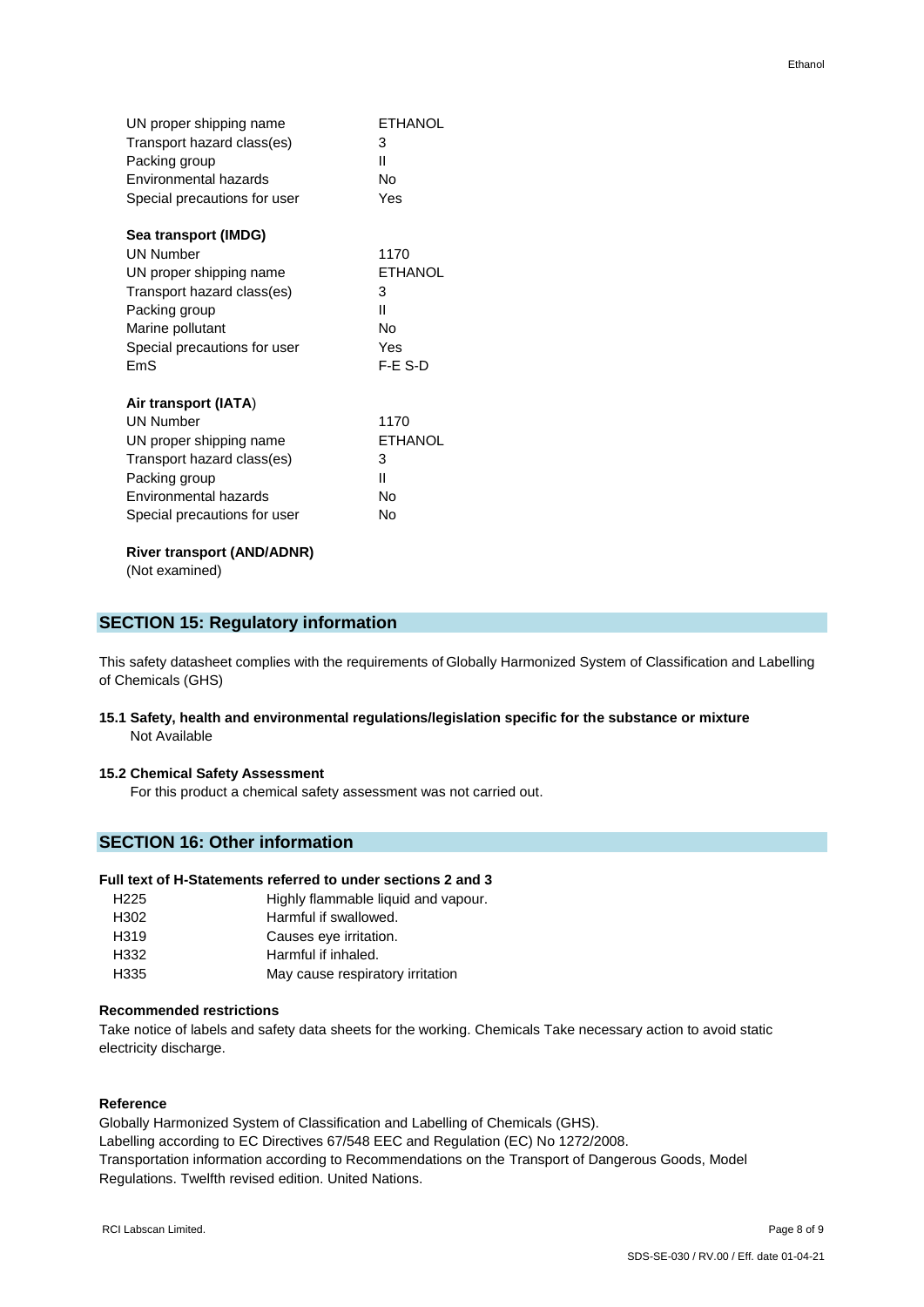| | |
|---|---|
| UN proper shipping name | ETHANOL |
| Transport hazard class(es) | 3 |
| Packing group | II |
| Environmental hazards | No |
| Special precautions for user | Yes |

**Sea transport (IMDG)**

| | |
|---|---|
| UN Number | 1170 |
| UN proper shipping name | ETHANOL |
| Transport hazard class(es) | 3 |
| Packing group | II |
| Marine pollutant | No |
| Special precautions for user | Yes |
| EmS | F-E S-D |

**Air transport (IATA)**

| | |
|---|---|
| UN Number | 1170 |
| UN proper shipping name | ETHANOL |
| Transport hazard class(es) | 3 |
| Packing group | II |
| Environmental hazards | No |
| Special precautions for user | No |

**River transport (AND/ADNR)**

(Not examined)

## SECTION 15: Regulatory information

This safety datasheet complies with the requirements of Globally Harmonized System of Classification and Labelling of Chemicals (GHS)

### 15.1 Safety, health and environmental regulations/legislation specific for the substance or mixture

Not Available

### 15.2 Chemical Safety Assessment

For this product a chemical safety assessment was not carried out.

## SECTION 16: Other information

**Full text of H-Statements referred to under sections 2 and 3**

| | |
|---|---|
| H225 | Highly flammable liquid and vapour. |
| H302 | Harmful if swallowed. |
| H319 | Causes eye irritation. |
| H332 | Harmful if inhaled. |
| H335 | May cause respiratory irritation |

**Recommended restrictions**

Take notice of labels and safety data sheets for the working. Chemicals Take necessary action to avoid static electricity discharge.

**Reference**

Globally Harmonized System of Classification and Labelling of Chemicals (GHS).
Labelling according to EC Directives 67/548 EEC and Regulation (EC) No 1272/2008.
Transportation information according to Recommendations on the Transport of Dangerous Goods, Model Regulations. Twelfth revised edition. United Nations.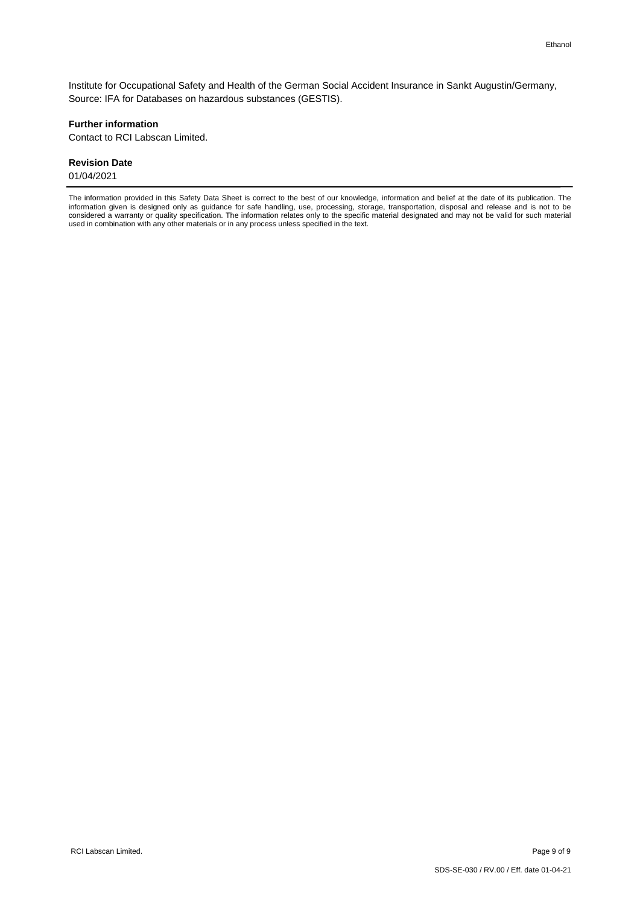Institute for Occupational Safety and Health of the German Social Accident Insurance in Sankt Augustin/Germany, Source: IFA for Databases on hazardous substances (GESTIS).

**Further information**

Contact to RCI Labscan Limited.

**Revision Date**

01/04/2021

---

The information provided in this Safety Data Sheet is correct to the best of our knowledge, information and belief at the date of its publication. The information given is designed only as guidance for safe handling, use, processing, storage, transportation, disposal and release and is not to be considered a warranty or quality specification. The information relates only to the specific material designated and may not be valid for such material used in combination with any other materials or in any process unless specified in the text.